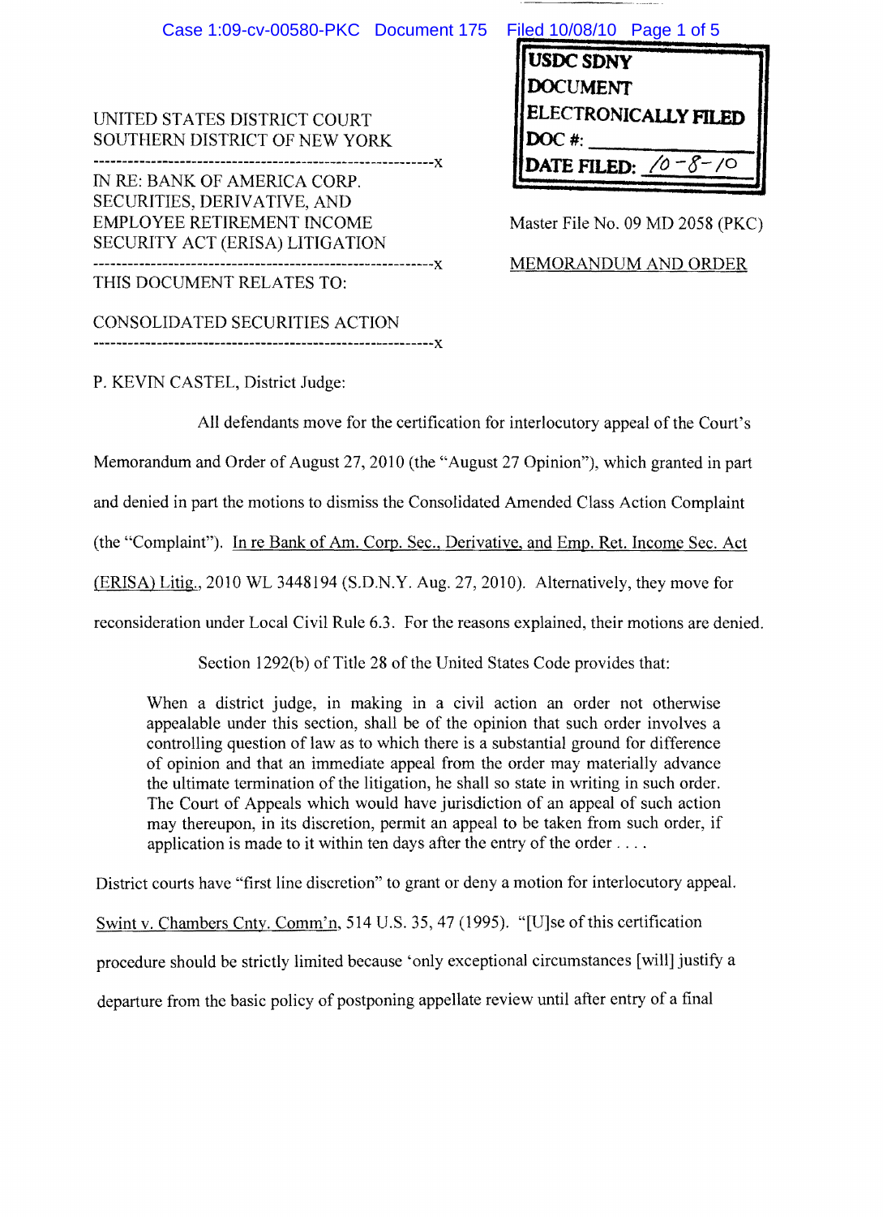UNITED STATES DISTRICT COURT
SOUTHERN DISTRICT OF NEW YORK

USDC SDNY
DOCUMENT
ELECTRONICALLY FILED
DOC #: \_\_\_\_\_\_\_\_
DATE FILED: 10-8-10

---

IN RE: BANK OF AMERICA CORP. SECURITIES, DERIVATIVE, AND EMPLOYEE RETIREMENT INCOME SECURITY ACT (ERISA) LITIGATION

Master File No. 09 MD 2058 (PKC)

---

THIS DOCUMENT RELATES TO:

CONSOLIDATED SECURITIES ACTION

---

MEMORANDUM AND ORDER

P. KEVIN CASTEL, District Judge:

All defendants move for the certification for interlocutory appeal of the Court's Memorandum and Order of August 27, 2010 (the "August 27 Opinion"), which granted in part and denied in part the motions to dismiss the Consolidated Amended Class Action Complaint (the "Complaint"). In re Bank of Am. Corp. Sec., Derivative, and Emp. Ret. Income Sec. Act (ERISA) Litig., 2010 WL 3448194 (S.D.N.Y. Aug. 27, 2010). Alternatively, they move for reconsideration under Local Civil Rule 6.3. For the reasons explained, their motions are denied.

Section 1292(b) of Title 28 of the United States Code provides that:

> When a district judge, in making in a civil action an order not otherwise appealable under this section, shall be of the opinion that such order involves a controlling question of law as to which there is a substantial ground for difference of opinion and that an immediate appeal from the order may materially advance the ultimate termination of the litigation, he shall so state in writing in such order. The Court of Appeals which would have jurisdiction of an appeal of such action may thereupon, in its discretion, permit an appeal to be taken from such order, if application is made to it within ten days after the entry of the order . . . .

District courts have "first line discretion" to grant or deny a motion for interlocutory appeal. Swint v. Chambers Cnty. Comm'n, 514 U.S. 35, 47 (1995). "[U]se of this certification procedure should be strictly limited because 'only exceptional circumstances [will] justify a departure from the basic policy of postponing appellate review until after entry of a final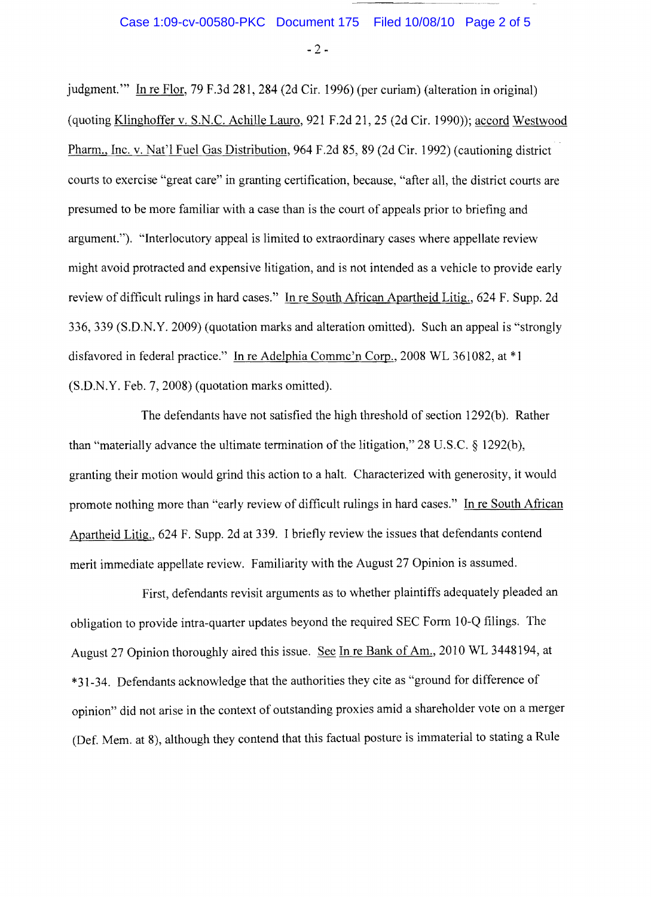judgment.'" In re Flor, 79 F.3d 281, 284 (2d Cir. 1996) (per curiam) (alteration in original) (quoting Klinghoffer v. S.N.C. Achille Lauro, 921 F.2d 21, 25 (2d Cir. 1990)); accord Westwood Pharm., Inc. v. Nat'l Fuel Gas Distribution, 964 F.2d 85, 89 (2d Cir. 1992) (cautioning district courts to exercise "great care" in granting certification, because, "after all, the district courts are presumed to be more familiar with a case than is the court of appeals prior to briefing and argument."). "Interlocutory appeal is limited to extraordinary cases where appellate review might avoid protracted and expensive litigation, and is not intended as a vehicle to provide early review of difficult rulings in hard cases." In re South African Apartheid Litig., 624 F. Supp. 2d 336, 339 (S.D.N.Y. 2009) (quotation marks and alteration omitted). Such an appeal is "strongly disfavored in federal practice." In re Adelphia Commc'n Corp., 2008 WL 361082, at *1 (S.D.N.Y. Feb. 7, 2008) (quotation marks omitted).

The defendants have not satisfied the high threshold of section 1292(b). Rather than "materially advance the ultimate termination of the litigation," 28 U.S.C. § 1292(b), granting their motion would grind this action to a halt. Characterized with generosity, it would promote nothing more than "early review of difficult rulings in hard cases." In re South African Apartheid Litig., 624 F. Supp. 2d at 339. I briefly review the issues that defendants contend merit immediate appellate review. Familiarity with the August 27 Opinion is assumed.

First, defendants revisit arguments as to whether plaintiffs adequately pleaded an obligation to provide intra-quarter updates beyond the required SEC Form 10-Q filings. The August 27 Opinion thoroughly aired this issue. See In re Bank of Am., 2010 WL 3448194, at *31-34. Defendants acknowledge that the authorities they cite as "ground for difference of opinion" did not arise in the context of outstanding proxies amid a shareholder vote on a merger (Def. Mem. at 8), although they contend that this factual posture is immaterial to stating a Rule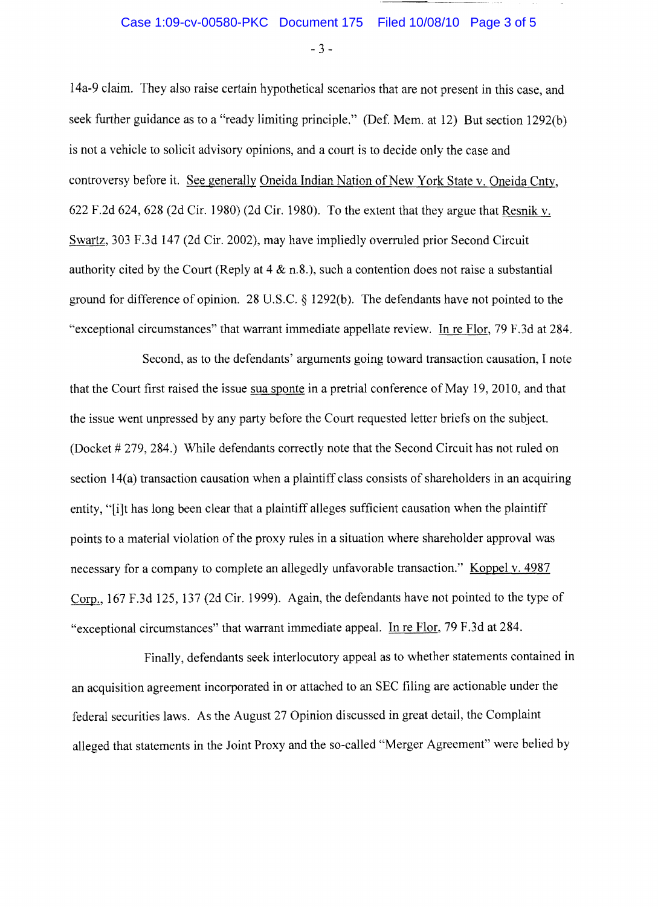14a-9 claim. They also raise certain hypothetical scenarios that are not present in this case, and seek further guidance as to a "ready limiting principle." (Def. Mem. at 12) But section 1292(b) is not a vehicle to solicit advisory opinions, and a court is to decide only the case and controversy before it. See generally Oneida Indian Nation of New York State v. Oneida Cnty, 622 F.2d 624, 628 (2d Cir. 1980) (2d Cir. 1980). To the extent that they argue that Resnik v. Swartz, 303 F.3d 147 (2d Cir. 2002), may have impliedly overruled prior Second Circuit authority cited by the Court (Reply at 4 & n.8.), such a contention does not raise a substantial ground for difference of opinion. 28 U.S.C. § 1292(b). The defendants have not pointed to the "exceptional circumstances" that warrant immediate appellate review. In re Flor, 79 F.3d at 284.

Second, as to the defendants' arguments going toward transaction causation, I note that the Court first raised the issue sua sponte in a pretrial conference of May 19, 2010, and that the issue went unpressed by any party before the Court requested letter briefs on the subject. (Docket # 279, 284.) While defendants correctly note that the Second Circuit has not ruled on section 14(a) transaction causation when a plaintiff class consists of shareholders in an acquiring entity, "[i]t has long been clear that a plaintiff alleges sufficient causation when the plaintiff points to a material violation of the proxy rules in a situation where shareholder approval was necessary for a company to complete an allegedly unfavorable transaction." Koppel v. 4987 Corp., 167 F.3d 125, 137 (2d Cir. 1999). Again, the defendants have not pointed to the type of "exceptional circumstances" that warrant immediate appeal. In re Flor, 79 F.3d at 284.

Finally, defendants seek interlocutory appeal as to whether statements contained in an acquisition agreement incorporated in or attached to an SEC filing are actionable under the federal securities laws. As the August 27 Opinion discussed in great detail, the Complaint alleged that statements in the Joint Proxy and the so-called "Merger Agreement" were belied by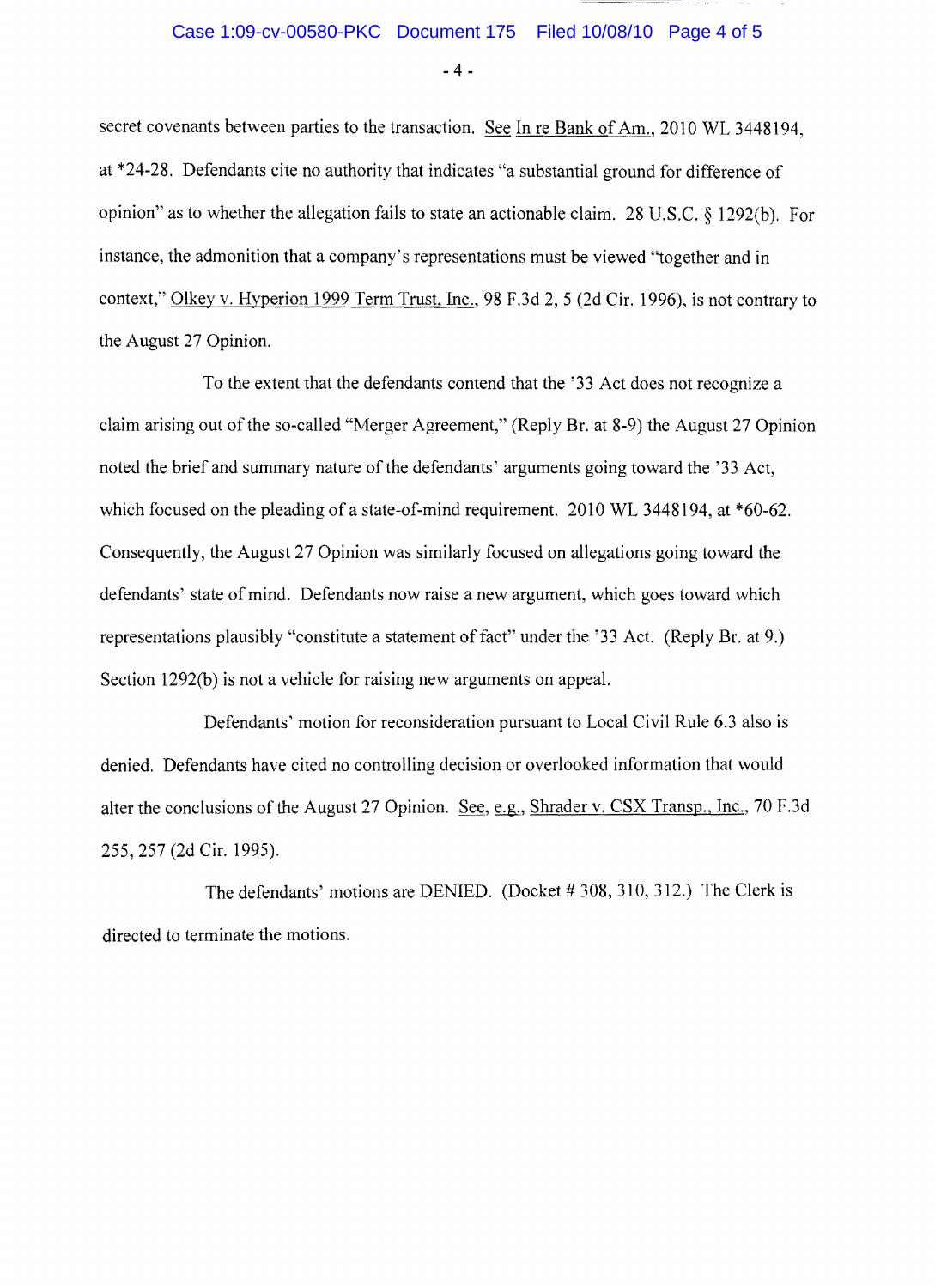secret covenants between parties to the transaction. See In re Bank of Am., 2010 WL 3448194, at *24-28. Defendants cite no authority that indicates "a substantial ground for difference of opinion" as to whether the allegation fails to state an actionable claim. 28 U.S.C. § 1292(b). For instance, the admonition that a company's representations must be viewed "together and in context," Olkey v. Hyperion 1999 Term Trust, Inc., 98 F.3d 2, 5 (2d Cir. 1996), is not contrary to the August 27 Opinion.

To the extent that the defendants contend that the '33 Act does not recognize a claim arising out of the so-called "Merger Agreement," (Reply Br. at 8-9) the August 27 Opinion noted the brief and summary nature of the defendants' arguments going toward the '33 Act, which focused on the pleading of a state-of-mind requirement. 2010 WL 3448194, at *60-62. Consequently, the August 27 Opinion was similarly focused on allegations going toward the defendants' state of mind. Defendants now raise a new argument, which goes toward which representations plausibly "constitute a statement of fact" under the '33 Act. (Reply Br. at 9.) Section 1292(b) is not a vehicle for raising new arguments on appeal.

Defendants' motion for reconsideration pursuant to Local Civil Rule 6.3 also is denied. Defendants have cited no controlling decision or overlooked information that would alter the conclusions of the August 27 Opinion. See, e.g., Shrader v. CSX Transp., Inc., 70 F.3d 255, 257 (2d Cir. 1995).

The defendants' motions are DENIED. (Docket # 308, 310, 312.) The Clerk is directed to terminate the motions.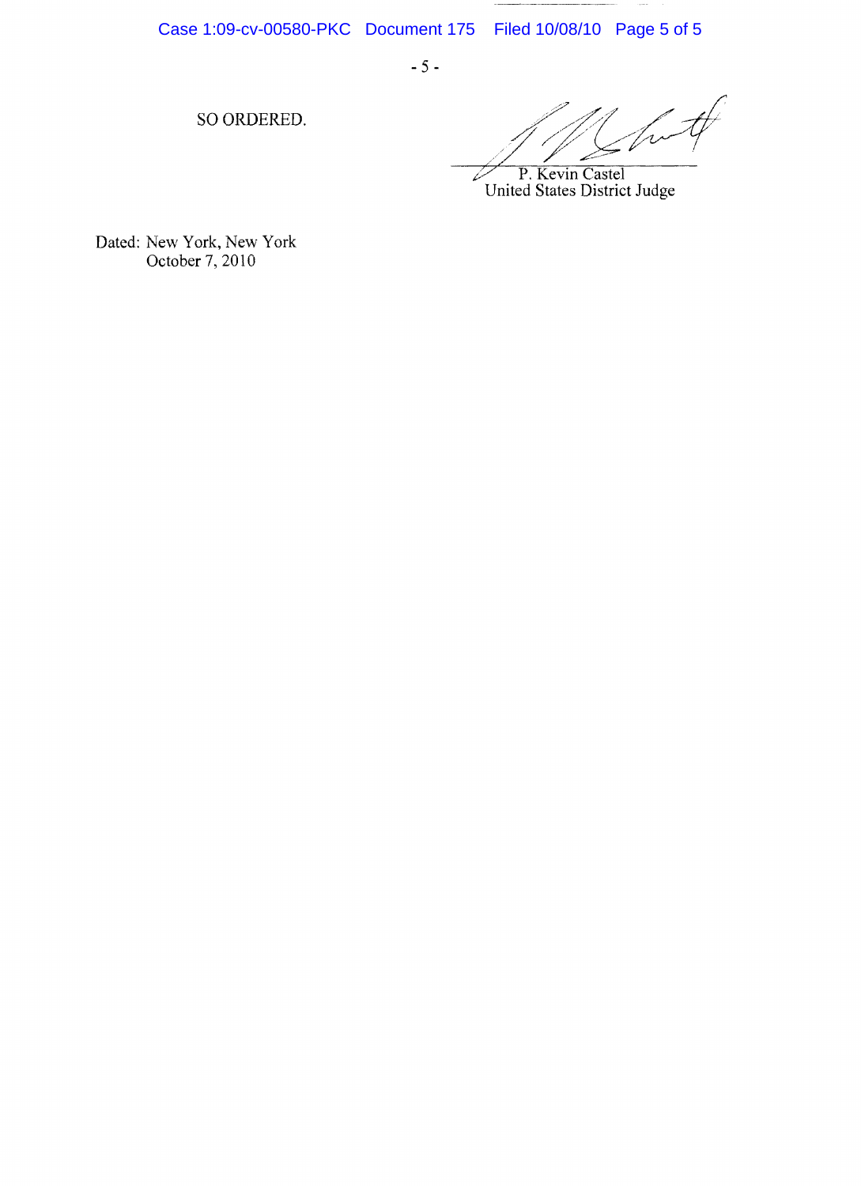SO ORDERED.

P. Kevin Castel
United States District Judge

Dated: New York, New York
October 7, 2010